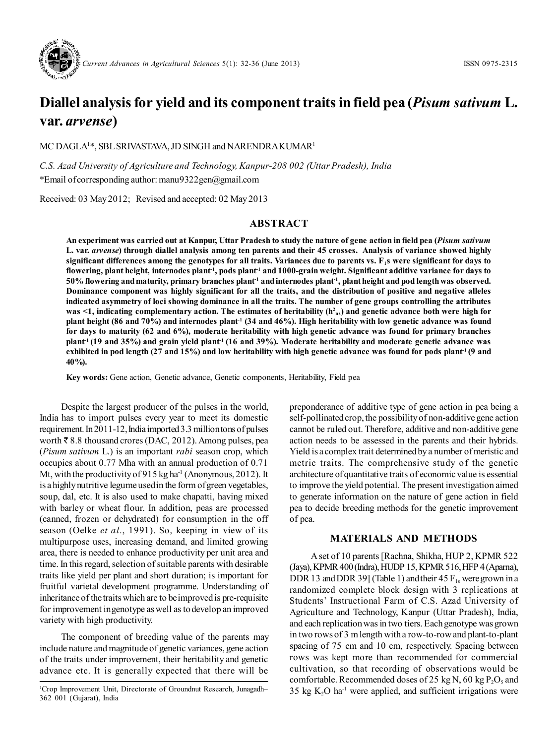# Diallel analysis for yield and its component traits in field pea (*Pisum sativum* L. var. *arvense*)

MC DAGLA[1]*, SBL SRIVASTAVA, JD SINGH and NARENDRA KUMAR[1]

*C.S. Azad University of Agriculture and Technology, Kanpur-208 002 (Uttar Pradesh), India*

*Email of corresponding author: manu9322gen@gmail.com

Received: 03 May 2012; Revised and accepted: 02 May 2013

## ABSTRACT

**An experiment was carried out at Kanpur, Uttar Pradesh to study the nature of gene action in field pea (*Pisum sativum* L. var. *arvense*) through diallel analysis among ten parents and their 45 crosses. Analysis of variance showed highly significant differences among the genotypes for all traits. Variances due to parents vs. $F_1$s were significant for days to flowering, plant height, internodes plant$^{-1}$, pods plant$^{-1}$ and 1000-grain weight. Significant additive variance for days to 50% flowering and maturity, primary branches plant$^{-1}$ and internodes plant$^{-1}$, plant height and pod length was observed. Dominance component was highly significant for all the traits, and the distribution of positive and negative alleles indicated asymmetry of loci showing dominance in all the traits. The number of gene groups controlling the attributes was <1, indicating complementary action. The estimates of heritability ($h^2_{ns}$) and genetic advance both were high for plant height (86 and 70%) and internodes plant$^{-1}$ (34 and 46%). High heritability with low genetic advance was found for days to maturity (62 and 6%), moderate heritability with high genetic advance was found for primary branches plant$^{-1}$ (19 and 35%) and grain yield plant$^{-1}$ (16 and 39%). Moderate heritability and moderate genetic advance was exhibited in pod length (27 and 15%) and low heritability with high genetic advance was found for pods plant$^{-1}$ (9 and 40%).**

**Key words:** Gene action, Genetic advance, Genetic components, Heritability, Field pea

Despite the largest producer of the pulses in the world, India has to import pulses every year to meet its domestic requirement. In 2011-12, India imported 3.3 million tons of pulses worth ₹ 8.8 thousand crores (DAC, 2012). Among pulses, pea (*Pisum sativum* L.) is an important *rabi* season crop, which occupies about 0.77 Mha with an annual production of 0.71 Mt, with the productivity of 915 kg ha$^{-1}$ (Anonymous, 2012). It is a highly nutritive legume used in the form of green vegetables, soup, dal, etc. It is also used to make chapatti, having mixed with barley or wheat flour. In addition, peas are processed (canned, frozen or dehydrated) for consumption in the off season (Oelke *et al*., 1991). So, keeping in view of its multipurpose uses, increasing demand, and limited growing area, there is needed to enhance productivity per unit area and time. In this regard, selection of suitable parents with desirable traits like yield per plant and short duration; is important for fruitful varietal development programme. Understanding of inheritance of the traits which are to be improved is pre-requisite for improvement in genotype as well as to develop an improved variety with high productivity.

The component of breeding value of the parents may include nature and magnitude of genetic variances, gene action of the traits under improvement, their heritability and genetic advance etc. It is generally expected that there will be preponderance of additive type of gene action in pea being a self-pollinated crop, the possibility of non-additive gene action cannot be ruled out. Therefore, additive and non-additive gene action needs to be assessed in the parents and their hybrids. Yield is a complex trait determined by a number of meristic and metric traits. The comprehensive study of the genetic architecture of quantitative traits of economic value is essential to improve the yield potential. The present investigation aimed to generate information on the nature of gene action in field pea to decide breeding methods for the genetic improvement of pea.

## MATERIALS AND METHODS

A set of 10 parents [Rachna, Shikha, HUP 2, KPMR 522 (Jaya), KPMR 400 (Indra), HUDP 15, KPMR 516, HFP 4 (Aparna), DDR 13 and DDR 39] (Table 1) and their 45 $F_{1s}$ were grown in a randomized complete block design with 3 replications at Students' Instructional Farm of C.S. Azad University of Agriculture and Technology, Kanpur (Uttar Pradesh), India, and each replication was in two tiers. Each genotype was grown in two rows of 3 m length with a row-to-row and plant-to-plant spacing of 75 cm and 10 cm, respectively. Spacing between rows was kept more than recommended for commercial cultivation, so that recording of observations would be comfortable. Recommended doses of 25 kg N, 60 kg $P_2O_5$ and 35 kg $K_2O$ ha$^{-1}$ were applied, and sufficient irrigations were

[1]Crop Improvement Unit, Directorate of Groundnut Research, Junagadh–362 001 (Gujarat), India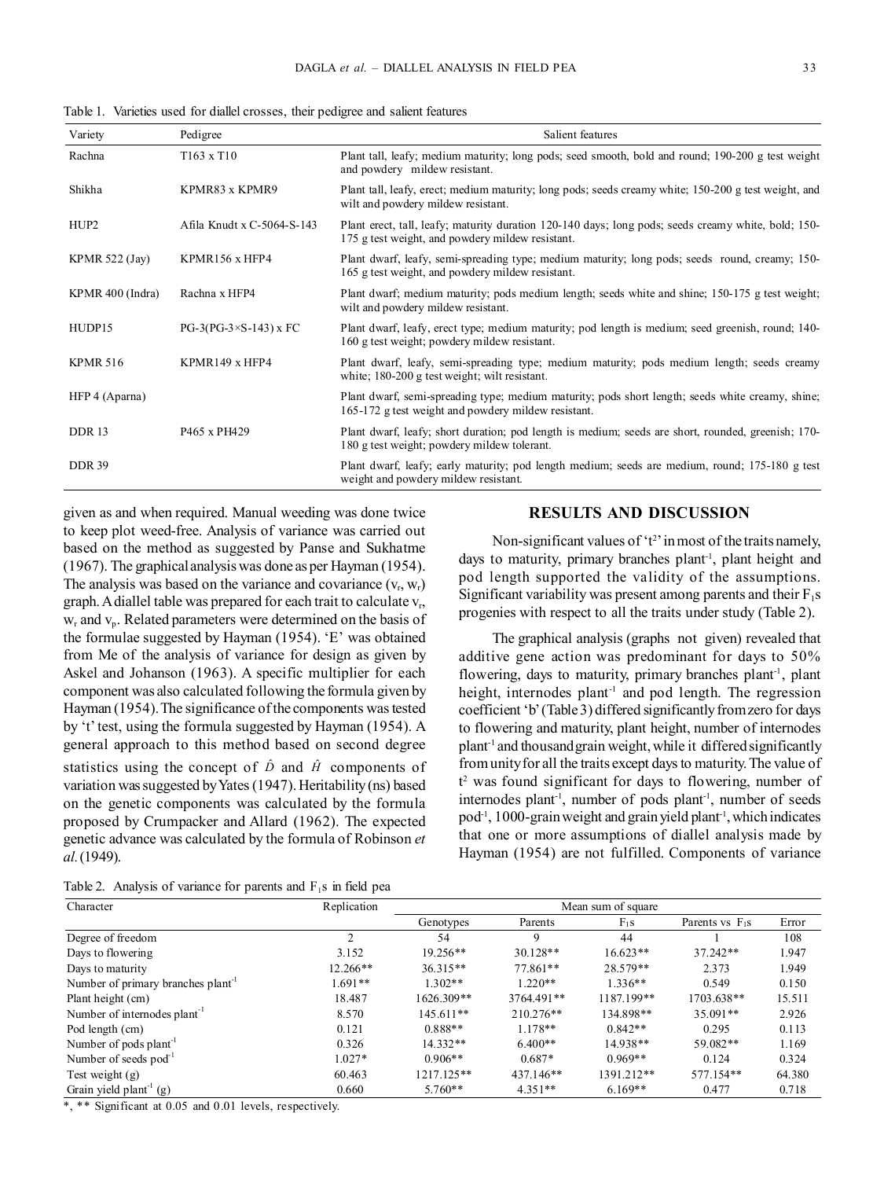Table 1. Varieties used for diallel crosses, their pedigree and salient features

| Variety | Pedigree | Salient features |
|---|---|---|
| Rachna | T163 x T10 | Plant tall, leafy; medium maturity; long pods; seed smooth, bold and round; 190-200 g test weight and powdery mildew resistant. |
| Shikha | KPMR83 x KPMR9 | Plant tall, leafy, erect; medium maturity; long pods; seeds creamy white; 150-200 g test weight, and wilt and powdery mildew resistant. |
| HUP2 | Afila Knudt x C-5064-S-143 | Plant erect, tall, leafy; maturity duration 120-140 days; long pods; seeds creamy white, bold; 150-175 g test weight, and powdery mildew resistant. |
| KPMR 522 (Jay) | KPMR156 x HFP4 | Plant dwarf, leafy, semi-spreading type; medium maturity; long pods; seeds round, creamy; 150-165 g test weight, and powdery mildew resistant. |
| KPMR 400 (Indra) | Rachna x HFP4 | Plant dwarf; medium maturity; pods medium length; seeds white and shine; 150-175 g test weight; wilt and powdery mildew resistant. |
| HUDP15 | PG-3(PG-3×S-143) x FC | Plant dwarf, leafy, erect type; medium maturity; pod length is medium; seed greenish, round; 140-160 g test weight; powdery mildew resistant. |
| KPMR 516 | KPMR149 x HFP4 | Plant dwarf, leafy, semi-spreading type; medium maturity; pods medium length; seeds creamy white; 180-200 g test weight; wilt resistant. |
| HFP 4 (Aparna) | | Plant dwarf, semi-spreading type; medium maturity; pods short length; seeds white creamy, shine; 165-172 g test weight and powdery mildew resistant. |
| DDR 13 | P465 x PH429 | Plant dwarf, leafy; short duration; pod length is medium; seeds are short, rounded, greenish; 170-180 g test weight; powdery mildew tolerant. |
| DDR 39 | | Plant dwarf, leafy; early maturity; pod length medium; seeds are medium, round; 175-180 g test weight and powdery mildew resistant. |

given as and when required. Manual weeding was done twice to keep plot weed-free. Analysis of variance was carried out based on the method as suggested by Panse and Sukhatme (1967). The graphical analysis was done as per Hayman (1954). The analysis was based on the variance and covariance ($v_r$, $w_r$) graph. A diallel table was prepared for each trait to calculate $v_r$, $w_r$ and $v_p$. Related parameters were determined on the basis of the formulae suggested by Hayman (1954). 'E' was obtained from Me of the analysis of variance for design as given by Askel and Johanson (1963). A specific multiplier for each component was also calculated following the formula given by Hayman (1954). The significance of the components was tested by 't' test, using the formula suggested by Hayman (1954). A general approach to this method based on second degree statistics using the concept of $\hat{D}$ and $\hat{H}$ components of variation was suggested by Yates (1947). Heritability (ns) based on the genetic components was calculated by the formula proposed by Crumpacker and Allard (1962). The expected genetic advance was calculated by the formula of Robinson *et al.* (1949).

## RESULTS AND DISCUSSION

Non-significant values of '$t^2$' in most of the traits namely, days to maturity, primary branches plant$^{-1}$, plant height and pod length supported the validity of the assumptions. Significant variability was present among parents and their $F_1$s progenies with respect to all the traits under study (Table 2).

The graphical analysis (graphs not given) revealed that additive gene action was predominant for days to 50% flowering, days to maturity, primary branches plant$^{-1}$, plant height, internodes plant$^{-1}$ and pod length. The regression coefficient 'b' (Table 3) differed significantly from zero for days to flowering and maturity, plant height, number of internodes plant$^{-1}$ and thousand grain weight, while it differed significantly from unity for all the traits except days to maturity. The value of $t^2$ was found significant for days to flowering, number of internodes plant$^{-1}$, number of pods plant$^{-1}$, number of seeds pod$^{-1}$, 1000-grain weight and grain yield plant$^{-1}$, which indicates that one or more assumptions of diallel analysis made by Hayman (1954) are not fulfilled. Components of variance

Table 2. Analysis of variance for parents and $F_1$s in field pea

| Character | Replication | Mean sum of square | | | | |
|---|---|---|---|---|---|---|
| | | Genotypes | Parents | $F_1$s | Parents vs $F_1$s | Error |
| Degree of freedom | 2 | 54 | 9 | 44 | 1 | 108 |
| Days to flowering | 3.152 | 19.256** | 30.128** | 16.623** | 37.242** | 1.947 |
| Days to maturity | 12.266** | 36.315** | 77.861** | 28.579** | 2.373 | 1.949 |
| Number of primary branches plant$^{-1}$ | 1.691** | 1.302** | 1.220** | 1.336** | 0.549 | 0.150 |
| Plant height (cm) | 18.487 | 1626.309** | 3764.491** | 1187.199** | 1703.638** | 15.511 |
| Number of internodes plant$^{-1}$ | 8.570 | 145.611** | 210.276** | 134.898** | 35.091** | 2.926 |
| Pod length (cm) | 0.121 | 0.888** | 1.178** | 0.842** | 0.295 | 0.113 |
| Number of pods plant$^{-1}$ | 0.326 | 14.332** | 6.400** | 14.938** | 59.082** | 1.169 |
| Number of seeds pod$^{-1}$ | 1.027* | 0.906** | 0.687* | 0.969** | 0.124 | 0.324 |
| Test weight (g) | 60.463 | 1217.125** | 437.146** | 1391.212** | 577.154** | 64.380 |
| Grain yield plant$^{-1}$ (g) | 0.660 | 5.760** | 4.351** | 6.169** | 0.477 | 0.718 |

*, ** Significant at 0.05 and 0.01 levels, respectively.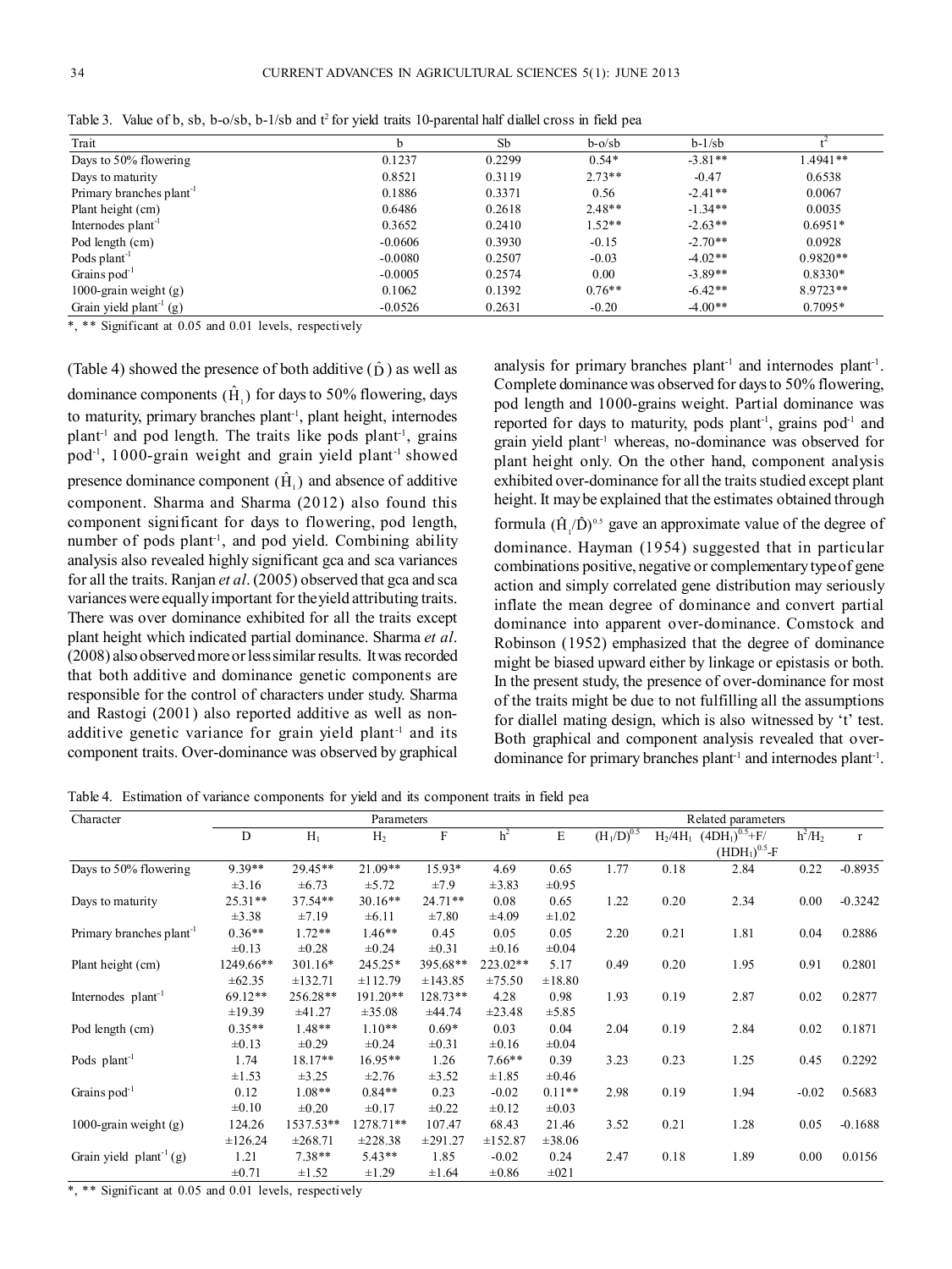Table 3. Value of b, sb, b-o/sb, b-1/sb and $t^2$ for yield traits 10-parental half diallel cross in field pea

| Trait | b | Sb | b-o/sb | b-1/sb | $t^2$ |
|---|---|---|---|---|---|
| Days to 50% flowering | 0.1237 | 0.2299 | 0.54* | -3.81** | 1.4941** |
| Days to maturity | 0.8521 | 0.3119 | 2.73** | -0.47 | 0.6538 |
| Primary branches plant$^{-1}$ | 0.1886 | 0.3371 | 0.56 | -2.41** | 0.0067 |
| Plant height (cm) | 0.6486 | 0.2618 | 2.48** | -1.34** | 0.0035 |
| Internodes plant$^{-1}$ | 0.3652 | 0.2410 | 1.52** | -2.63** | 0.6951* |
| Pod length (cm) | -0.0606 | 0.3930 | -0.15 | -2.70** | 0.0928 |
| Pods plant$^{-1}$ | -0.0080 | 0.2507 | -0.03 | -4.02** | 0.9820** |
| Grains pod$^{-1}$ | -0.0005 | 0.2574 | 0.00 | -3.89** | 0.8330* |
| 1000-grain weight (g) | 0.1062 | 0.1392 | 0.76** | -6.42** | 8.9723** |
| Grain yield plant$^{-1}$ (g) | -0.0526 | 0.2631 | -0.20 | -4.00** | 0.7095* |

*, ** Significant at 0.05 and 0.01 levels, respectively

(Table 4) showed the presence of both additive ($\hat{D}$) as well as dominance components ($\hat{H}_1$) for days to 50% flowering, days to maturity, primary branches plant$^{-1}$, plant height, internodes plant$^{-1}$ and pod length. The traits like pods plant$^{-1}$, grains pod$^{-1}$, 1000-grain weight and grain yield plant$^{-1}$ showed presence dominance component ($\hat{H}_1$) and absence of additive component. Sharma and Sharma (2012) also found this component significant for days to flowering, pod length, number of pods plant$^{-1}$, and pod yield. Combining ability analysis also revealed highly significant gca and sca variances for all the traits. Ranjan *et al*. (2005) observed that gca and sca variances were equally important for the yield attributing traits. There was over dominance exhibited for all the traits except plant height which indicated partial dominance. Sharma *et al*. (2008) also observed more or less similar results. It was recorded that both additive and dominance genetic components are responsible for the control of characters under study. Sharma and Rastogi (2001) also reported additive as well as non-additive genetic variance for grain yield plant$^{-1}$ and its component traits. Over-dominance was observed by graphical analysis for primary branches plant$^{-1}$ and internodes plant$^{-1}$. Complete dominance was observed for days to 50% flowering, pod length and 1000-grains weight. Partial dominance was reported for days to maturity, pods plant$^{-1}$, grains pod$^{-1}$ and grain yield plant$^{-1}$ whereas, no-dominance was observed for plant height only. On the other hand, component analysis exhibited over-dominance for all the traits studied except plant height. It may be explained that the estimates obtained through formula $(\hat{H}_1/\hat{D})^{0.5}$ gave an approximate value of the degree of dominance. Hayman (1954) suggested that in particular combinations positive, negative or complementary type of gene action and simply correlated gene distribution may seriously inflate the mean degree of dominance and convert partial dominance into apparent over-dominance. Comstock and Robinson (1952) emphasized that the degree of dominance might be biased upward either by linkage or epistasis or both. In the present study, the presence of over-dominance for most of the traits might be due to not fulfilling all the assumptions for diallel mating design, which is also witnessed by 't' test. Both graphical and component analysis revealed that over-dominance for primary branches plant$^{-1}$ and internodes plant$^{-1}$.

Table 4. Estimation of variance components for yield and its component traits in field pea

| Character | Parameters | | | | | | Related parameters | | | | |
|---|---|---|---|---|---|---|---|---|---|---|---|
| | D | $H_1$ | $H_2$ | F | $h^2$ | E | $(H_1/D)^{0.5}$ | $H_2/4H_1$ | $(4DH_1)^{0.5}+F/(HDH_1)^{0.5}-F$ | $h^2/H_2$ | r |
| Days to 50% flowering | 9.39** ±3.16 | 29.45** ±6.73 | 21.09** ±5.72 | 15.93* ±7.9 | 4.69 ±3.83 | 0.65 ±0.95 | 1.77 | 0.18 | 2.84 | 0.22 | -0.8935 |
| Days to maturity | 25.31** ±3.38 | 37.54** ±7.19 | 30.16** ±6.11 | 24.71** ±7.80 | 0.08 ±4.09 | 0.65 ±1.02 | 1.22 | 0.20 | 2.34 | 0.00 | -0.3242 |
| Primary branches plant$^{-1}$ | 0.36** ±0.13 | 1.72** ±0.28 | 1.46** ±0.24 | 0.45 ±0.31 | 0.05 ±0.16 | 0.05 ±0.04 | 2.20 | 0.21 | 1.81 | 0.04 | 0.2886 |
| Plant height (cm) | 1249.66** ±62.35 | 301.16* ±132.71 | 245.25* ±112.79 | 395.68** ±143.85 | 223.02** ±75.50 | 5.17 ±18.80 | 0.49 | 0.20 | 1.95 | 0.91 | 0.2801 |
| Internodes plant$^{-1}$ | 69.12** ±19.39 | 256.28** ±41.27 | 191.20** ±35.08 | 128.73** ±44.74 | 4.28 ±23.48 | 0.98 ±5.85 | 1.93 | 0.19 | 2.87 | 0.02 | 0.2877 |
| Pod length (cm) | 0.35** ±0.13 | 1.48** ±0.29 | 1.10** ±0.24 | 0.69* ±0.31 | 0.03 ±0.16 | 0.04 ±0.04 | 2.04 | 0.19 | 2.84 | 0.02 | 0.1871 |
| Pods plant$^{-1}$ | 1.74 ±1.53 | 18.17** ±3.25 | 16.95** ±2.76 | 1.26 ±3.52 | 7.66** ±1.85 | 0.39 ±0.46 | 3.23 | 0.23 | 1.25 | 0.45 | 0.2292 |
| Grains pod$^{-1}$ | 0.12 ±0.10 | 1.08** ±0.20 | 0.84** ±0.17 | 0.23 ±0.22 | -0.02 ±0.12 | 0.11** ±0.03 | 2.98 | 0.19 | 1.94 | -0.02 | 0.5683 |
| 1000-grain weight (g) | 124.26 ±126.24 | 1537.53** ±268.71 | 1278.71** ±228.38 | 107.47 ±291.27 | 68.43 ±152.87 | 21.46 ±38.06 | 3.52 | 0.21 | 1.28 | 0.05 | -0.1688 |
| Grain yield plant$^{-1}$ (g) | 1.21 ±0.71 | 7.38** ±1.52 | 5.43** ±1.29 | 1.85 ±1.64 | -0.02 ±0.86 | 0.24 ±021 | 2.47 | 0.18 | 1.89 | 0.00 | 0.0156 |

*, ** Significant at 0.05 and 0.01 levels, respectively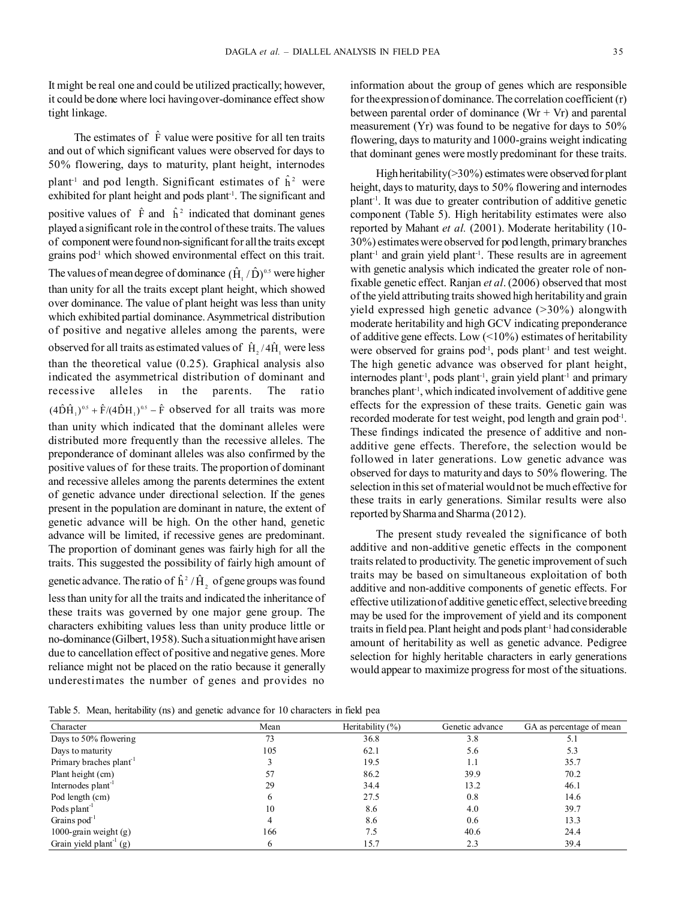It might be real one and could be utilized practically; however, it could be done where loci having over-dominance effect show tight linkage.

The estimates of $\hat{F}$ value were positive for all ten traits and out of which significant values were observed for days to 50% flowering, days to maturity, plant height, internodes plant$^{-1}$ and pod length. Significant estimates of $\hat{h}^2$ were exhibited for plant height and pods plant$^{-1}$. The significant and positive values of $\hat{F}$ and $\hat{h}^2$ indicated that dominant genes played a significant role in the control of these traits. The values of component were found non-significant for all the traits except grains pod$^{-1}$ which showed environmental effect on this trait. The values of mean degree of dominance $(\hat{H}_1/\hat{D})^{0.5}$ were higher than unity for all the traits except plant height, which showed over dominance. The value of plant height was less than unity which exhibited partial dominance. Asymmetrical distribution of positive and negative alleles among the parents, were observed for all traits as estimated values of $\hat{H}_2/4\hat{H}_1$ were less than the theoretical value (0.25). Graphical analysis also indicated the asymmetrical distribution of dominant and recessive alleles in the parents. The ratio $(4\hat{D}\hat{H}_1)^{0.5} + \hat{F}/(4\hat{D}H_1)^{0.5} - \hat{F}$ observed for all traits was more than unity which indicated that the dominant alleles were distributed more frequently than the recessive alleles. The preponderance of dominant alleles was also confirmed by the positive values of for these traits. The proportion of dominant and recessive alleles among the parents determines the extent of genetic advance under directional selection. If the genes present in the population are dominant in nature, the extent of genetic advance will be high. On the other hand, genetic advance will be limited, if recessive genes are predominant. The proportion of dominant genes was fairly high for all the traits. This suggested the possibility of fairly high amount of genetic advance. The ratio of $\hat{h}^2/\hat{H}_2$ of gene groups was found less than unity for all the traits and indicated the inheritance of these traits was governed by one major gene group. The characters exhibiting values less than unity produce little or no-dominance (Gilbert, 1958). Such a situation might have arisen due to cancellation effect of positive and negative genes. More reliance might not be placed on the ratio because it generally underestimates the number of genes and provides no information about the group of genes which are responsible for the expression of dominance. The correlation coefficient (r) between parental order of dominance (Wr + Vr) and parental measurement (Yr) was found to be negative for days to 50% flowering, days to maturity and 1000-grains weight indicating that dominant genes were mostly predominant for these traits.

High heritability (>30%) estimates were observed for plant height, days to maturity, days to 50% flowering and internodes plant$^{-1}$. It was due to greater contribution of additive genetic component (Table 5). High heritability estimates were also reported by Mahant *et al.* (2001). Moderate heritability (10-30%) estimates were observed for pod length, primary branches plant$^{-1}$ and grain yield plant$^{-1}$. These results are in agreement with genetic analysis which indicated the greater role of non-fixable genetic effect. Ranjan *et al*. (2006) observed that most of the yield attributing traits showed high heritability and grain yield expressed high genetic advance (>30%) alongwith moderate heritability and high GCV indicating preponderance of additive gene effects. Low (<10%) estimates of heritability were observed for grains pod$^{-1}$, pods plant$^{-1}$ and test weight. The high genetic advance was observed for plant height, internodes plant$^{-1}$, pods plant$^{-1}$, grain yield plant$^{-1}$ and primary branches plant$^{-1}$, which indicated involvement of additive gene effects for the expression of these traits. Genetic gain was recorded moderate for test weight, pod length and grain pod$^{-1}$. These findings indicated the presence of additive and non-additive gene effects. Therefore, the selection would be followed in later generations. Low genetic advance was observed for days to maturity and days to 50% flowering. The selection in this set of material would not be much effective for these traits in early generations. Similar results were also reported by Sharma and Sharma (2012).

The present study revealed the significance of both additive and non-additive genetic effects in the component traits related to productivity. The genetic improvement of such traits may be based on simultaneous exploitation of both additive and non-additive components of genetic effects. For effective utilization of additive genetic effect, selective breeding may be used for the improvement of yield and its component traits in field pea. Plant height and pods plant$^{-1}$ had considerable amount of heritability as well as genetic advance. Pedigree selection for highly heritable characters in early generations would appear to maximize progress for most of the situations.

Table 5. Mean, heritability (ns) and genetic advance for 10 characters in field pea

| Character | Mean | Heritability (%) | Genetic advance | GA as percentage of mean |
|---|---|---|---|---|
| Days to 50% flowering | 73 | 36.8 | 3.8 | 5.1 |
| Days to maturity | 105 | 62.1 | 5.6 | 5.3 |
| Primary braches plant$^{-1}$ | 3 | 19.5 | 1.1 | 35.7 |
| Plant height (cm) | 57 | 86.2 | 39.9 | 70.2 |
| Internodes plant$^{-1}$ | 29 | 34.4 | 13.2 | 46.1 |
| Pod length (cm) | 6 | 27.5 | 0.8 | 14.6 |
| Pods plant$^{-1}$ | 10 | 8.6 | 4.0 | 39.7 |
| Grains pod$^{-1}$ | 4 | 8.6 | 0.6 | 13.3 |
| 1000-grain weight (g) | 166 | 7.5 | 40.6 | 24.4 |
| Grain yield plant$^{-1}$ (g) | 6 | 15.7 | 2.3 | 39.4 |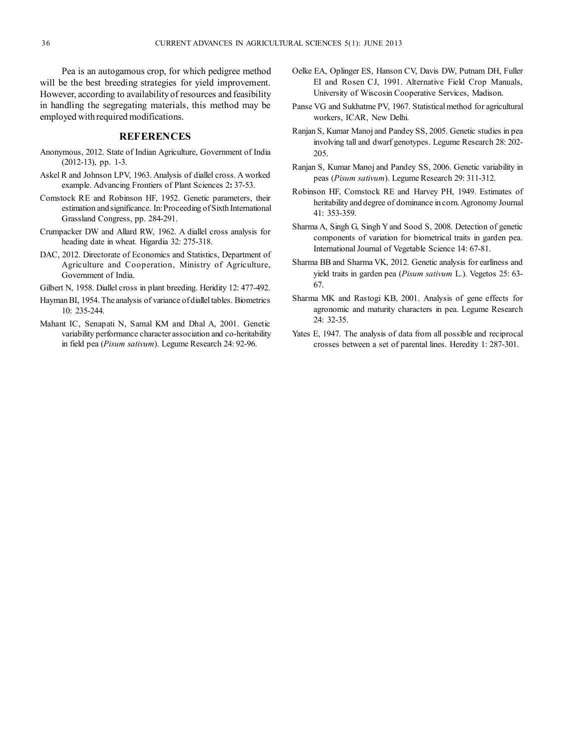Pea is an autogamous crop, for which pedigree method will be the best breeding strategies for yield improvement. However, according to availability of resources and feasibility in handling the segregating materials, this method may be employed with required modifications.

## REFERENCES

Anonymous, 2012. State of Indian Agriculture, Government of India (2012-13), pp. 1-3.

Askel R and Johnson LPV, 1963. Analysis of diallel cross. A worked example. Advancing Frontiers of Plant Sciences 2**:** 37-53.

Comstock RE and Robinson HF, 1952. Genetic parameters, their estimation and significance. In: Proceeding of Sixth International Grassland Congress, pp. 284-291.

Crumpacker DW and Allard RW, 1962. A diallel cross analysis for heading date in wheat. Higardia 32: 275-318.

DAC, 2012. Directorate of Economics and Statistics, Department of Agriculture and Cooperation, Ministry of Agriculture, Government of India.

Gilbert N, 1958. Diallel cross in plant breeding. Heridity 12: 477-492.

Hayman BI, 1954. The analysis of variance of diallel tables. Biometrics 10: 235-244.

Mahant IC, Senapati N, Samal KM and Dhal A, 2001. Genetic variability performance character association and co-heritability in field pea (*Pisum sativum*). Legume Research 24: 92-96.

Oelke EA, Oplinger ES, Hanson CV, Davis DW, Putnam DH, Fuller EI and Rosen CJ, 1991. Alternative Field Crop Manuals, University of Wiscosin Cooperative Services, Madison.

Panse VG and Sukhatme PV, 1967. Statistical method for agricultural workers, ICAR, New Delhi.

Ranjan S, Kumar Manoj and Pandey SS, 2005. Genetic studies in pea involving tall and dwarf genotypes. Legume Research 28: 202-205.

Ranjan S, Kumar Manoj and Pandey SS, 2006. Genetic variability in peas (*Pisum sativum*). Legume Research 29: 311-312.

Robinson HF, Comstock RE and Harvey PH, 1949. Estimates of heritability and degree of dominance in corn. Agronomy Journal 41: 353-359.

Sharma A, Singh G, Singh Y and Sood S, 2008. Detection of genetic components of variation for biometrical traits in garden pea. International Journal of Vegetable Science 14: 67-81.

Sharma BB and Sharma VK, 2012. Genetic analysis for earliness and yield traits in garden pea (*Pisum sativum* L.). Vegetos 25: 63-67.

Sharma MK and Rastogi KB, 2001. Analysis of gene effects for agronomic and maturity characters in pea. Legume Research 24: 32-35.

Yates E, 1947. The analysis of data from all possible and reciprocal crosses between a set of parental lines. Heredity 1: 287-301.